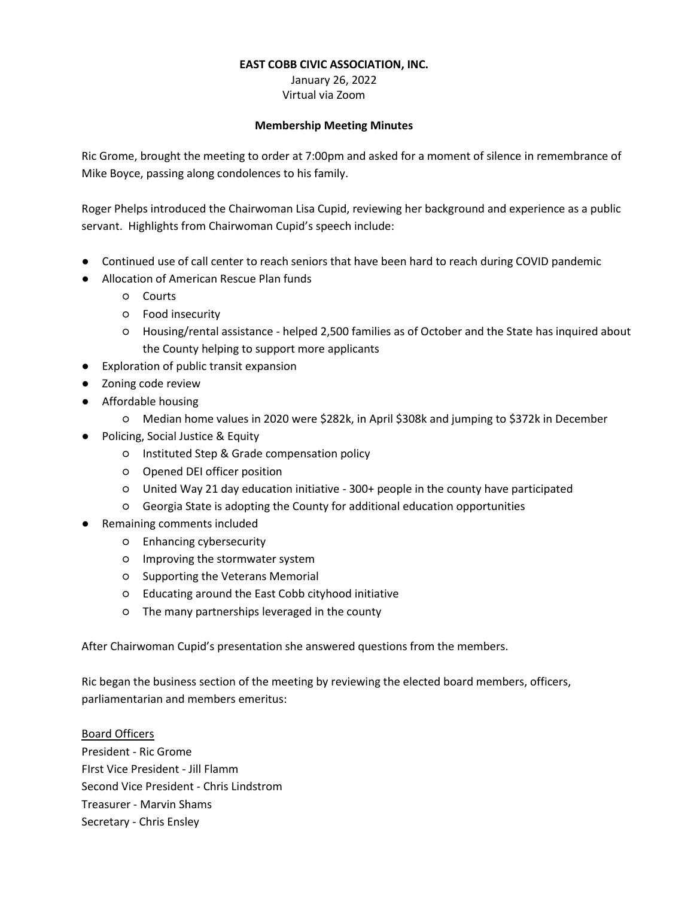**EAST COBB CIVIC ASSOCIATION, INC.**

January 26, 2022

Virtual via Zoom

**Membership Meeting Minutes**

Ric Grome, brought the meeting to order at 7:00pm and asked for a moment of silence in remembrance of Mike Boyce, passing along condolences to his family.

Roger Phelps introduced the Chairwoman Lisa Cupid, reviewing her background and experience as a public servant. Highlights from Chairwoman Cupid's speech include:

- Continued use of call center to reach seniors that have been hard to reach during COVID pandemic
- Allocation of American Rescue Plan funds
  - Courts
  - Food insecurity
  - Housing/rental assistance - helped 2,500 families as of October and the State has inquired about the County helping to support more applicants
- Exploration of public transit expansion
- Zoning code review
- Affordable housing
  - Median home values in 2020 were $282k, in April $308k and jumping to $372k in December
- Policing, Social Justice & Equity
  - Instituted Step & Grade compensation policy
  - Opened DEI officer position
  - United Way 21 day education initiative - 300+ people in the county have participated
  - Georgia State is adopting the County for additional education opportunities
- Remaining comments included
  - Enhancing cybersecurity
  - Improving the stormwater system
  - Supporting the Veterans Memorial
  - Educating around the East Cobb cityhood initiative
  - The many partnerships leveraged in the county

After Chairwoman Cupid's presentation she answered questions from the members.

Ric began the business section of the meeting by reviewing the elected board members, officers, parliamentarian and members emeritus:

<u>Board Officers</u>

President - Ric Grome

FIrst Vice President - Jill Flamm

Second Vice President - Chris Lindstrom

Treasurer - Marvin Shams

Secretary - Chris Ensley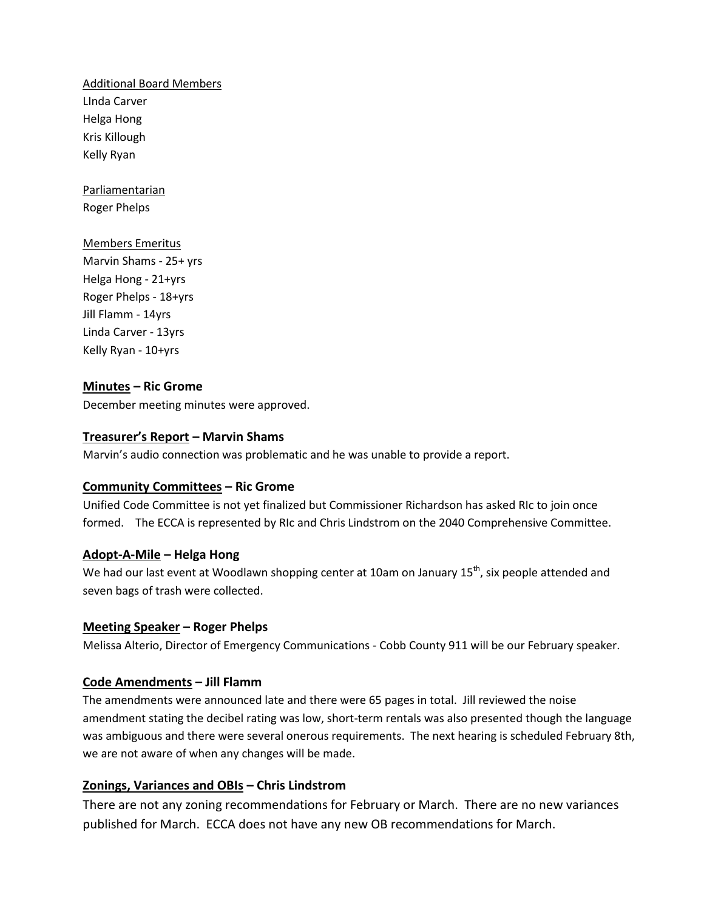Additional Board Members

LInda Carver
Helga Hong
Kris Killough
Kelly Ryan

Parliamentarian

Roger Phelps

Members Emeritus

Marvin Shams - 25+ yrs
Helga Hong - 21+yrs
Roger Phelps - 18+yrs
Jill Flamm - 14yrs
Linda Carver - 13yrs
Kelly Ryan - 10+yrs

**Minutes – Ric Grome**

December meeting minutes were approved.

**Treasurer's Report – Marvin Shams**

Marvin's audio connection was problematic and he was unable to provide a report.

**Community Committees – Ric Grome**

Unified Code Committee is not yet finalized but Commissioner Richardson has asked RIc to join once formed. The ECCA is represented by RIc and Chris Lindstrom on the 2040 Comprehensive Committee.

**Adopt-A-Mile – Helga Hong**

We had our last event at Woodlawn shopping center at 10am on January 15th, six people attended and seven bags of trash were collected.

**Meeting Speaker – Roger Phelps**

Melissa Alterio, Director of Emergency Communications - Cobb County 911 will be our February speaker.

**Code Amendments – Jill Flamm**

The amendments were announced late and there were 65 pages in total. Jill reviewed the noise amendment stating the decibel rating was low, short-term rentals was also presented though the language was ambiguous and there were several onerous requirements. The next hearing is scheduled February 8th, we are not aware of when any changes will be made.

**Zonings, Variances and OBIs – Chris Lindstrom**

There are not any zoning recommendations for February or March. There are no new variances published for March. ECCA does not have any new OB recommendations for March.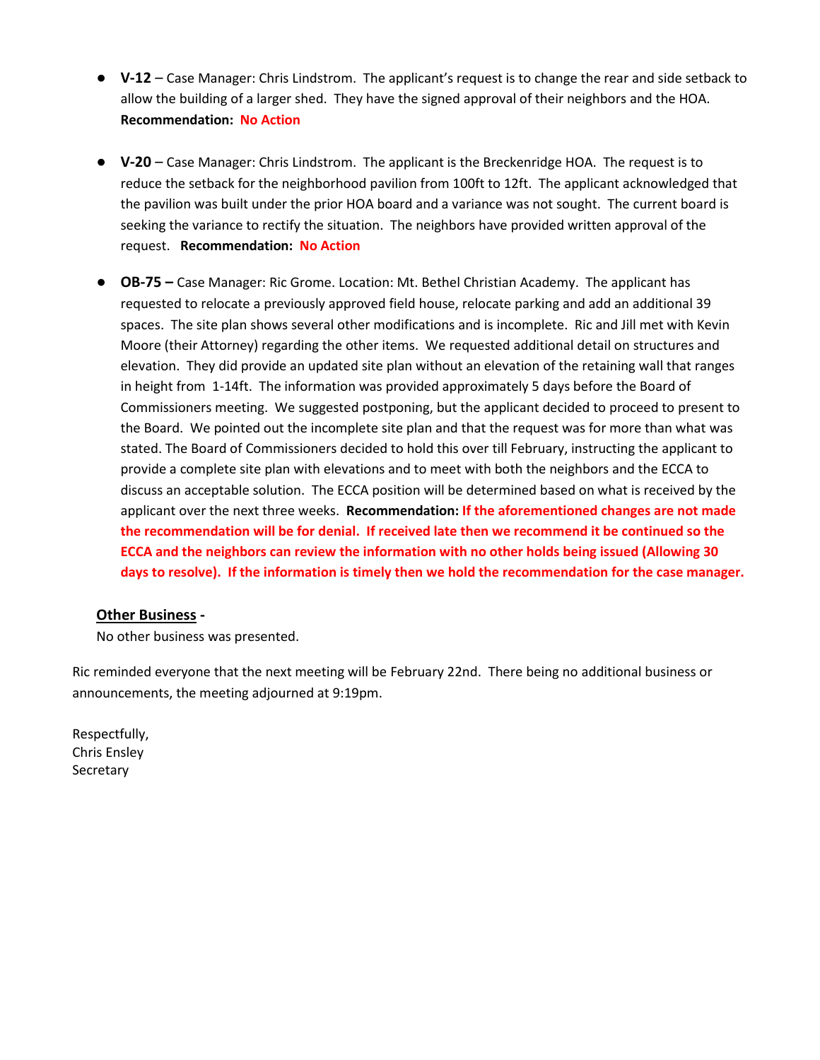- **V-12** – Case Manager: Chris Lindstrom. The applicant's request is to change the rear and side setback to allow the building of a larger shed. They have the signed approval of their neighbors and the HOA. **Recommendation: No Action**

- **V-20** – Case Manager: Chris Lindstrom. The applicant is the Breckenridge HOA. The request is to reduce the setback for the neighborhood pavilion from 100ft to 12ft. The applicant acknowledged that the pavilion was built under the prior HOA board and a variance was not sought. The current board is seeking the variance to rectify the situation. The neighbors have provided written approval of the request. **Recommendation: No Action**

- **OB-75 –** Case Manager: Ric Grome. Location: Mt. Bethel Christian Academy. The applicant has requested to relocate a previously approved field house, relocate parking and add an additional 39 spaces. The site plan shows several other modifications and is incomplete. Ric and Jill met with Kevin Moore (their Attorney) regarding the other items. We requested additional detail on structures and elevation. They did provide an updated site plan without an elevation of the retaining wall that ranges in height from 1-14ft. The information was provided approximately 5 days before the Board of Commissioners meeting. We suggested postponing, but the applicant decided to proceed to present to the Board. We pointed out the incomplete site plan and that the request was for more than what was stated. The Board of Commissioners decided to hold this over till February, instructing the applicant to provide a complete site plan with elevations and to meet with both the neighbors and the ECCA to discuss an acceptable solution. The ECCA position will be determined based on what is received by the applicant over the next three weeks. **Recommendation: If the aforementioned changes are not made the recommendation will be for denial. If received late then we recommend it be continued so the ECCA and the neighbors can review the information with no other holds being issued (Allowing 30 days to resolve). If the information is timely then we hold the recommendation for the case manager.**

**Other Business -**

No other business was presented.

Ric reminded everyone that the next meeting will be February 22nd. There being no additional business or announcements, the meeting adjourned at 9:19pm.

Respectfully,
Chris Ensley
Secretary